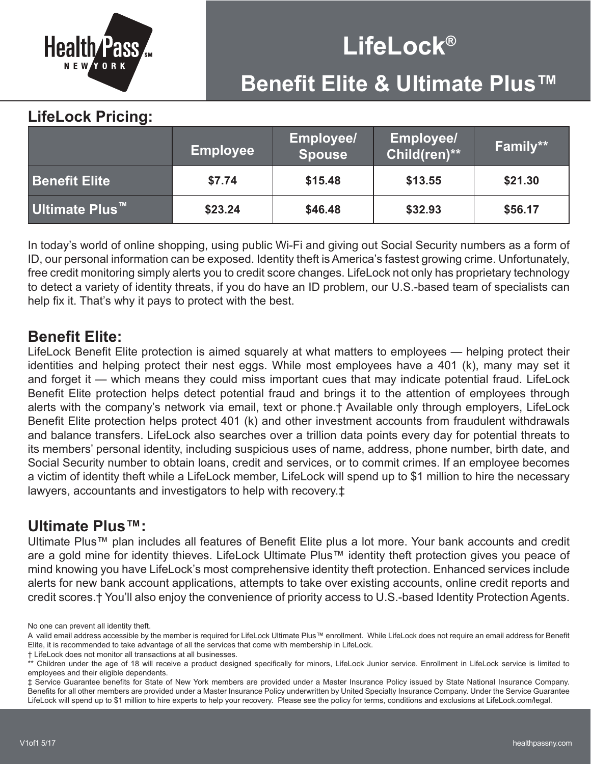Health Pass NEW YORK

# LifeLock®

## Benefit Elite & Ultimate Plus™

### LifeLock Pricing:

| | Employee | Employee/ Spouse | Employee/ Child(ren)** | Family** |
|---|---|---|---|---|
| Benefit Elite | $7.74 | $15.48 | $13.55 | $21.30 |
| Ultimate Plus™ | $23.24 | $46.48 | $32.93 | $56.17 |

In today's world of online shopping, using public Wi-Fi and giving out Social Security numbers as a form of ID, our personal information can be exposed. Identity theft is America's fastest growing crime. Unfortunately, free credit monitoring simply alerts you to credit score changes. LifeLock not only has proprietary technology to detect a variety of identity threats, if you do have an ID problem, our U.S.-based team of specialists can help fix it. That's why it pays to protect with the best.

### Benefit Elite:

LifeLock Benefit Elite protection is aimed squarely at what matters to employees — helping protect their identities and helping protect their nest eggs. While most employees have a 401 (k), many may set it and forget it — which means they could miss important cues that may indicate potential fraud. LifeLock Benefit Elite protection helps detect potential fraud and brings it to the attention of employees through alerts with the company's network via email, text or phone.† Available only through employers, LifeLock Benefit Elite protection helps protect 401 (k) and other investment accounts from fraudulent withdrawals and balance transfers. LifeLock also searches over a trillion data points every day for potential threats to its members' personal identity, including suspicious uses of name, address, phone number, birth date, and Social Security number to obtain loans, credit and services, or to commit crimes. If an employee becomes a victim of identity theft while a LifeLock member, LifeLock will spend up to $1 million to hire the necessary lawyers, accountants and investigators to help with recovery.‡

### Ultimate Plus™:

Ultimate Plus™ plan includes all features of Benefit Elite plus a lot more. Your bank accounts and credit are a gold mine for identity thieves. LifeLock Ultimate Plus™ identity theft protection gives you peace of mind knowing you have LifeLock's most comprehensive identity theft protection. Enhanced services include alerts for new bank account applications, attempts to take over existing accounts, online credit reports and credit scores.† You'll also enjoy the convenience of priority access to U.S.-based Identity Protection Agents.

No one can prevent all identity theft.

A valid email address accessible by the member is required for LifeLock Ultimate Plus™ enrollment. While LifeLock does not require an email address for Benefit Elite, it is recommended to take advantage of all the services that come with membership in LifeLock.

† LifeLock does not monitor all transactions at all businesses.

** Children under the age of 18 will receive a product designed specifically for minors, LifeLock Junior service. Enrollment in LifeLock service is limited to employees and their eligible dependents.

‡ Service Guarantee benefits for State of New York members are provided under a Master Insurance Policy issued by State National Insurance Company. Benefits for all other members are provided under a Master Insurance Policy underwritten by United Specialty Insurance Company. Under the Service Guarantee LifeLock will spend up to $1 million to hire experts to help your recovery. Please see the policy for terms, conditions and exclusions at LifeLock.com/legal.

V1of1 5/17

healthpassny.com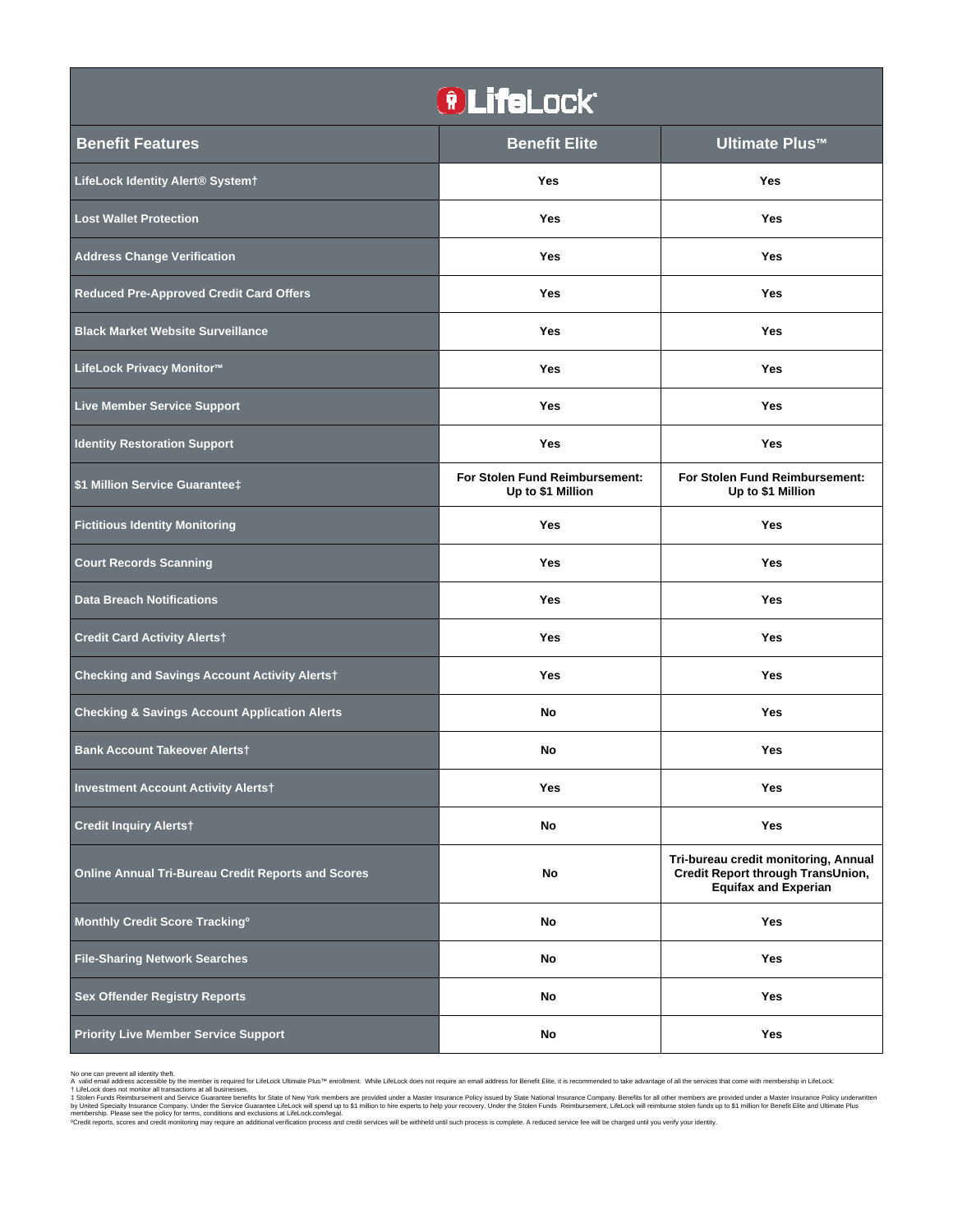# LifeLock

| Benefit Features | Benefit Elite | Ultimate Plus™ |
| --- | --- | --- |
| LifeLock Identity Alert® System† | Yes | Yes |
| Lost Wallet Protection | Yes | Yes |
| Address Change Verification | Yes | Yes |
| Reduced Pre-Approved Credit Card Offers | Yes | Yes |
| Black Market Website Surveillance | Yes | Yes |
| LifeLock Privacy Monitor™ | Yes | Yes |
| Live Member Service Support | Yes | Yes |
| Identity Restoration Support | Yes | Yes |
| $1 Million Service Guarantee‡ | For Stolen Fund Reimbursement: Up to $1 Million | For Stolen Fund Reimbursement: Up to $1 Million |
| Fictitious Identity Monitoring | Yes | Yes |
| Court Records Scanning | Yes | Yes |
| Data Breach Notifications | Yes | Yes |
| Credit Card Activity Alerts† | Yes | Yes |
| Checking and Savings Account Activity Alerts† | Yes | Yes |
| Checking & Savings Account Application Alerts | No | Yes |
| Bank Account Takeover Alerts† | No | Yes |
| Investment Account Activity Alerts† | Yes | Yes |
| Credit Inquiry Alerts† | No | Yes |
| Online Annual Tri-Bureau Credit Reports and Scores | No | Tri-bureau credit monitoring, Annual Credit Report through TransUnion, Equifax and Experian |
| Monthly Credit Score Tracking° | No | Yes |
| File-Sharing Network Searches | No | Yes |
| Sex Offender Registry Reports | No | Yes |
| Priority Live Member Service Support | No | Yes |

No one can prevent all identity theft.

A valid email address accessible by the member is required for LifeLock Ultimate Plus™ enrollment. While LifeLock does not require an email address for Benefit Elite, it is recommended to take advantage of all the services that come with membership in LifeLock.

† LifeLock does not monitor all transactions at all businesses.

‡ Stolen Funds Reimbursement and Service Guarantee benefits for State of New York members are provided under a Master Insurance Policy issued by State National Insurance Company. Benefits for all other members are provided under a Master Insurance Policy underwritten by United Specialty Insurance Company. Under the Service Guarantee LifeLock will spend up to $1 million to hire experts to help your recovery. Under the Stolen Funds Reimbursement, LifeLock will reimburse stolen funds up to $1 million for Benefit Elite and Ultimate Plus membership. Please see the policy for terms, conditions and exclusions at LifeLock.com/legal.

°Credit reports, scores and credit monitoring may require an additional verification process and credit services will be withheld until such process is complete. A reduced service fee will be charged until you verify your identity.